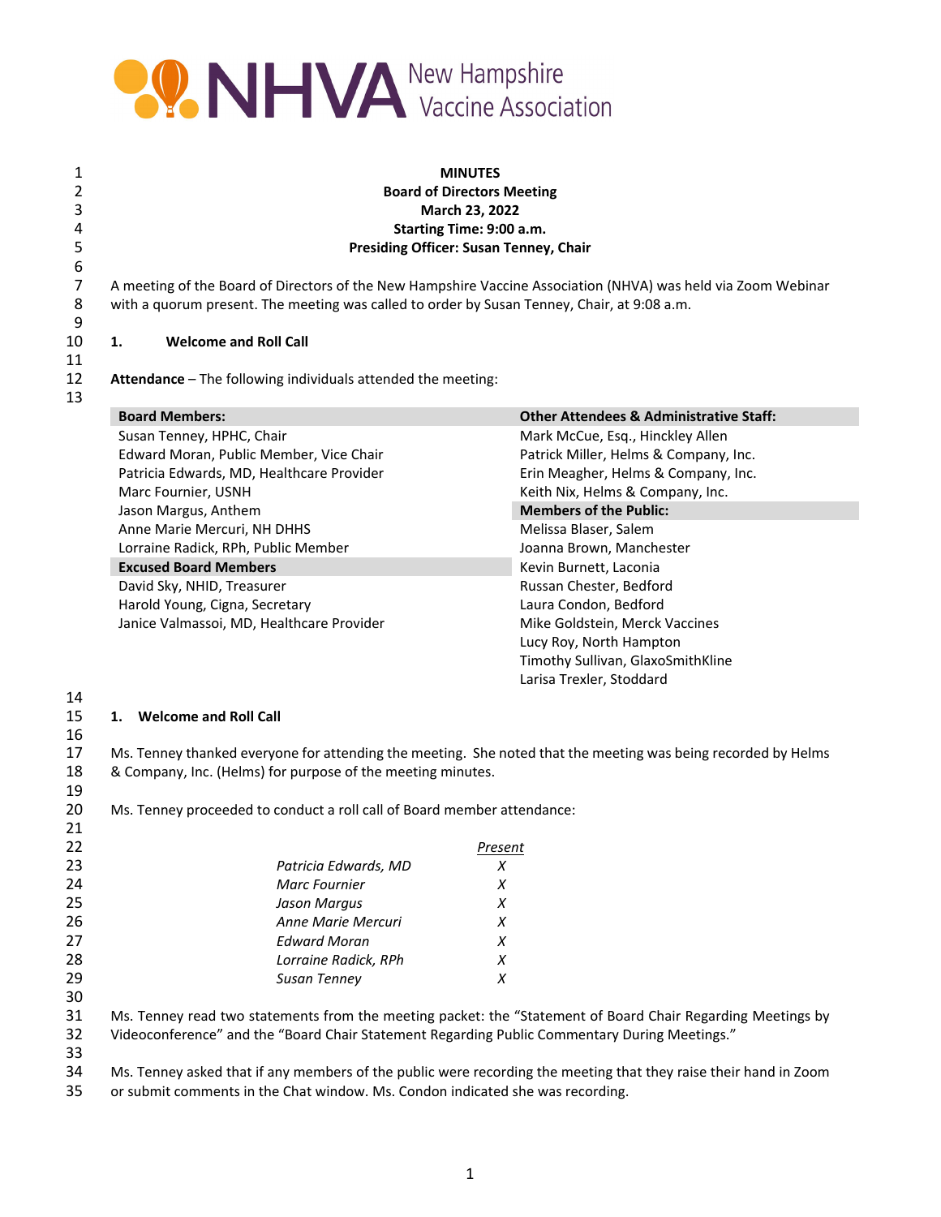NHVA New Hampshire Vaccine Association

**MINUTES**
**Board of Directors Meeting**
**March 23, 2022**
**Starting Time: 9:00 a.m.**
**Presiding Officer: Susan Tenney, Chair**

A meeting of the Board of Directors of the New Hampshire Vaccine Association (NHVA) was held via Zoom Webinar with a quorum present. The meeting was called to order by Susan Tenney, Chair, at 9:08 a.m.

## 1. Welcome and Roll Call

**Attendance** – The following individuals attended the meeting:

| **Board Members:** | **Other Attendees & Administrative Staff:** |
|---|---|
| Susan Tenney, HPHC, Chair | Mark McCue, Esq., Hinckley Allen |
| Edward Moran, Public Member, Vice Chair | Patrick Miller, Helms & Company, Inc. |
| Patricia Edwards, MD, Healthcare Provider | Erin Meagher, Helms & Company, Inc. |
| Marc Fournier, USNH | Keith Nix, Helms & Company, Inc. |
| Jason Margus, Anthem | **Members of the Public:** |
| Anne Marie Mercuri, NH DHHS | Melissa Blaser, Salem |
| Lorraine Radick, RPh, Public Member | Joanna Brown, Manchester |
| **Excused Board Members** | Kevin Burnett, Laconia |
| David Sky, NHID, Treasurer | Russan Chester, Bedford |
| Harold Young, Cigna, Secretary | Laura Condon, Bedford |
| Janice Valmassoi, MD, Healthcare Provider | Mike Goldstein, Merck Vaccines |
| | Lucy Roy, North Hampton |
| | Timothy Sullivan, GlaxoSmithKline |
| | Larisa Trexler, Stoddard |

## 1. Welcome and Roll Call

Ms. Tenney thanked everyone for attending the meeting. She noted that the meeting was being recorded by Helms & Company, Inc. (Helms) for purpose of the meeting minutes.

Ms. Tenney proceeded to conduct a roll call of Board member attendance:

| | *Present* |
|---|---|
| *Patricia Edwards, MD* | *X* |
| *Marc Fournier* | *X* |
| *Jason Margus* | *X* |
| *Anne Marie Mercuri* | *X* |
| *Edward Moran* | *X* |
| *Lorraine Radick, RPh* | *X* |
| *Susan Tenney* | *X* |

Ms. Tenney read two statements from the meeting packet: the "Statement of Board Chair Regarding Meetings by Videoconference" and the "Board Chair Statement Regarding Public Commentary During Meetings."

Ms. Tenney asked that if any members of the public were recording the meeting that they raise their hand in Zoom or submit comments in the Chat window. Ms. Condon indicated she was recording.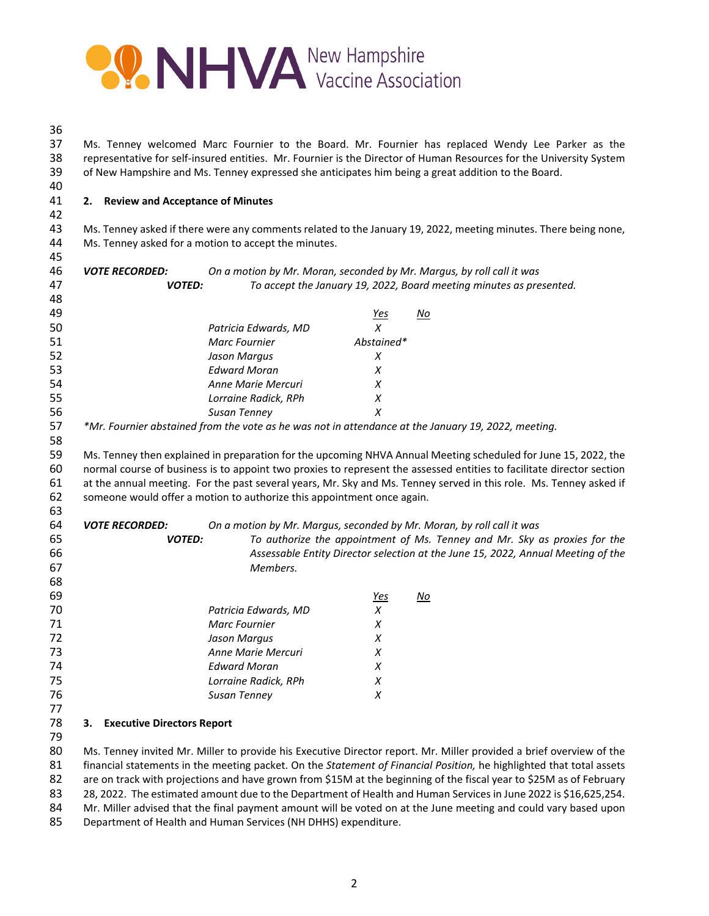Ms. Tenney welcomed Marc Fournier to the Board. Mr. Fournier has replaced Wendy Lee Parker as the representative for self-insured entities. Mr. Fournier is the Director of Human Resources for the University System of New Hampshire and Ms. Tenney expressed she anticipates him being a great addition to the Board.

**2. Review and Acceptance of Minutes**

Ms. Tenney asked if there were any comments related to the January 19, 2022, meeting minutes. There being none, Ms. Tenney asked for a motion to accept the minutes.

***VOTE RECORDED:*** *On a motion by Mr. Moran, seconded by Mr. Margus, by roll call it was*

***VOTED:*** *To accept the January 19, 2022, Board meeting minutes as presented.*

| | *Yes* | *No* |
|---|---|---|
| *Patricia Edwards, MD* | *X* | |
| *Marc Fournier* | *Abstained\** | |
| *Jason Margus* | *X* | |
| *Edward Moran* | *X* | |
| *Anne Marie Mercuri* | *X* | |
| *Lorraine Radick, RPh* | *X* | |
| *Susan Tenney* | *X* | |

*\*Mr. Fournier abstained from the vote as he was not in attendance at the January 19, 2022, meeting.*

Ms. Tenney then explained in preparation for the upcoming NHVA Annual Meeting scheduled for June 15, 2022, the normal course of business is to appoint two proxies to represent the assessed entities to facilitate director section at the annual meeting. For the past several years, Mr. Sky and Ms. Tenney served in this role. Ms. Tenney asked if someone would offer a motion to authorize this appointment once again.

***VOTE RECORDED:*** *On a motion by Mr. Margus, seconded by Mr. Moran, by roll call it was*

***VOTED:*** *To authorize the appointment of Ms. Tenney and Mr. Sky as proxies for the Assessable Entity Director selection at the June 15, 2022, Annual Meeting of the Members.*

| | *Yes* | *No* |
|---|---|---|
| *Patricia Edwards, MD* | *X* | |
| *Marc Fournier* | *X* | |
| *Jason Margus* | *X* | |
| *Anne Marie Mercuri* | *X* | |
| *Edward Moran* | *X* | |
| *Lorraine Radick, RPh* | *X* | |
| *Susan Tenney* | *X* | |

**3. Executive Directors Report**

Ms. Tenney invited Mr. Miller to provide his Executive Director report. Mr. Miller provided a brief overview of the financial statements in the meeting packet. On the *Statement of Financial Position,* he highlighted that total assets are on track with projections and have grown from $15M at the beginning of the fiscal year to $25M as of February 28, 2022. The estimated amount due to the Department of Health and Human Services in June 2022 is $16,625,254. Mr. Miller advised that the final payment amount will be voted on at the June meeting and could vary based upon Department of Health and Human Services (NH DHHS) expenditure.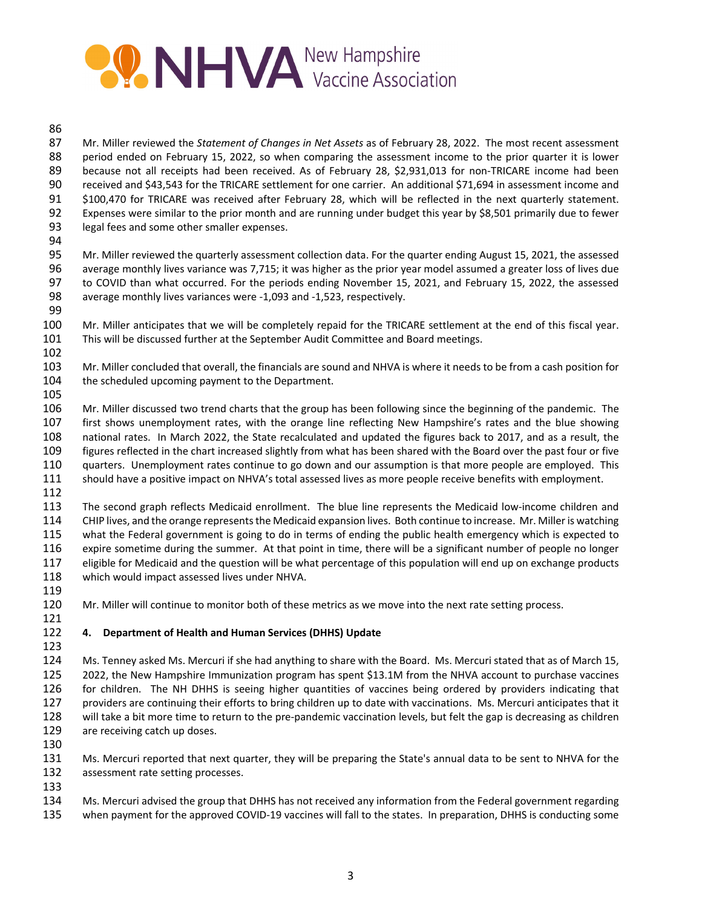Mr. Miller reviewed the *Statement of Changes in Net Assets* as of February 28, 2022. The most recent assessment period ended on February 15, 2022, so when comparing the assessment income to the prior quarter it is lower because not all receipts had been received. As of February 28, $2,931,013 for non-TRICARE income had been received and $43,543 for the TRICARE settlement for one carrier. An additional $71,694 in assessment income and $100,470 for TRICARE was received after February 28, which will be reflected in the next quarterly statement. Expenses were similar to the prior month and are running under budget this year by $8,501 primarily due to fewer legal fees and some other smaller expenses.

Mr. Miller reviewed the quarterly assessment collection data. For the quarter ending August 15, 2021, the assessed average monthly lives variance was 7,715; it was higher as the prior year model assumed a greater loss of lives due to COVID than what occurred. For the periods ending November 15, 2021, and February 15, 2022, the assessed average monthly lives variances were -1,093 and -1,523, respectively.

Mr. Miller anticipates that we will be completely repaid for the TRICARE settlement at the end of this fiscal year. This will be discussed further at the September Audit Committee and Board meetings.

Mr. Miller concluded that overall, the financials are sound and NHVA is where it needs to be from a cash position for the scheduled upcoming payment to the Department.

Mr. Miller discussed two trend charts that the group has been following since the beginning of the pandemic. The first shows unemployment rates, with the orange line reflecting New Hampshire's rates and the blue showing national rates. In March 2022, the State recalculated and updated the figures back to 2017, and as a result, the figures reflected in the chart increased slightly from what has been shared with the Board over the past four or five quarters. Unemployment rates continue to go down and our assumption is that more people are employed. This should have a positive impact on NHVA's total assessed lives as more people receive benefits with employment.

The second graph reflects Medicaid enrollment. The blue line represents the Medicaid low-income children and CHIP lives, and the orange represents the Medicaid expansion lives. Both continue to increase. Mr. Miller is watching what the Federal government is going to do in terms of ending the public health emergency which is expected to expire sometime during the summer. At that point in time, there will be a significant number of people no longer eligible for Medicaid and the question will be what percentage of this population will end up on exchange products which would impact assessed lives under NHVA.

Mr. Miller will continue to monitor both of these metrics as we move into the next rate setting process.

**4. Department of Health and Human Services (DHHS) Update**

Ms. Tenney asked Ms. Mercuri if she had anything to share with the Board. Ms. Mercuri stated that as of March 15, 2022, the New Hampshire Immunization program has spent $13.1M from the NHVA account to purchase vaccines for children. The NH DHHS is seeing higher quantities of vaccines being ordered by providers indicating that providers are continuing their efforts to bring children up to date with vaccinations. Ms. Mercuri anticipates that it will take a bit more time to return to the pre-pandemic vaccination levels, but felt the gap is decreasing as children are receiving catch up doses.

Ms. Mercuri reported that next quarter, they will be preparing the State's annual data to be sent to NHVA for the assessment rate setting processes.

Ms. Mercuri advised the group that DHHS has not received any information from the Federal government regarding when payment for the approved COVID-19 vaccines will fall to the states. In preparation, DHHS is conducting some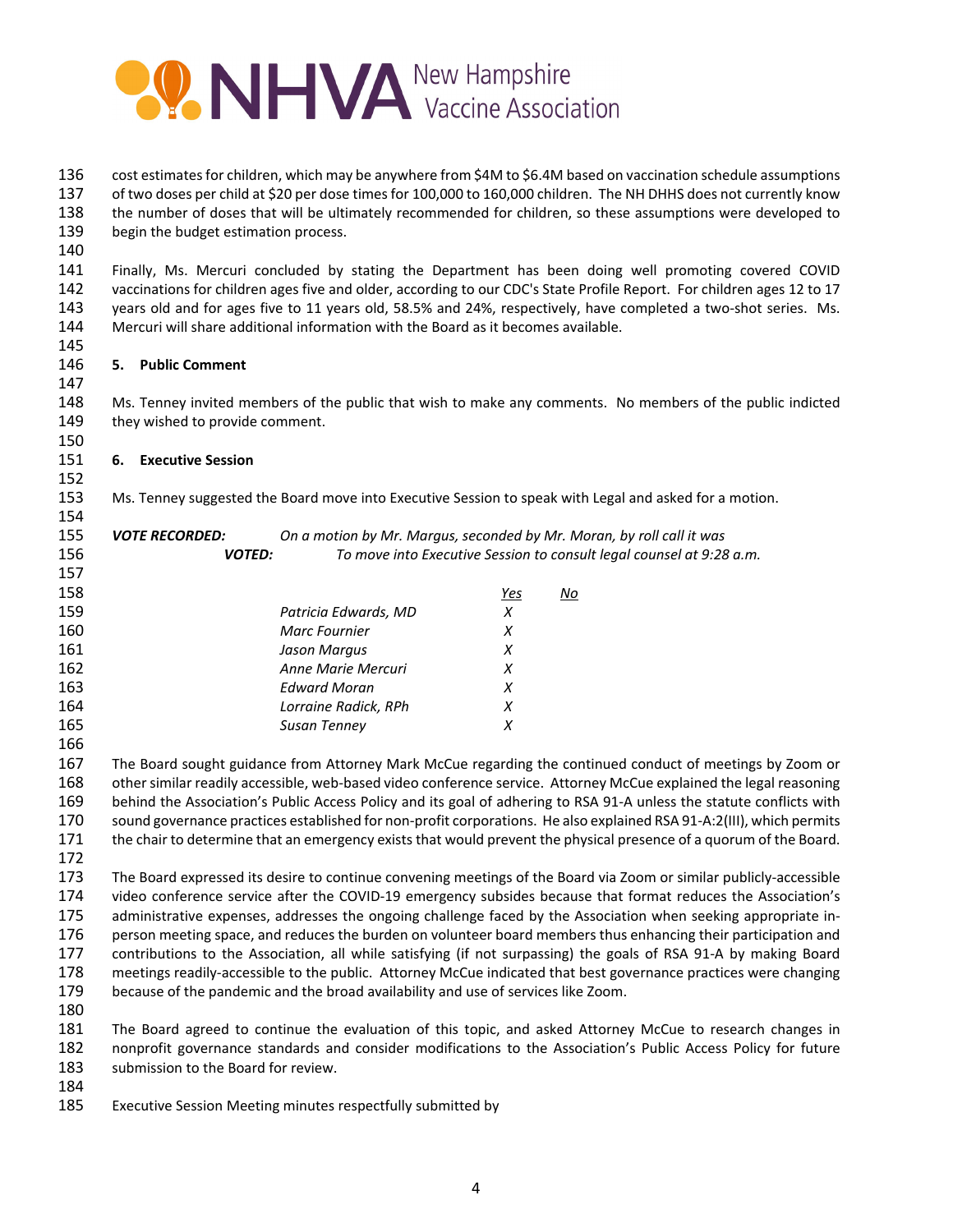cost estimates for children, which may be anywhere from $4M to $6.4M based on vaccination schedule assumptions of two doses per child at $20 per dose times for 100,000 to 160,000 children. The NH DHHS does not currently know the number of doses that will be ultimately recommended for children, so these assumptions were developed to begin the budget estimation process.

Finally, Ms. Mercuri concluded by stating the Department has been doing well promoting covered COVID vaccinations for children ages five and older, according to our CDC's State Profile Report. For children ages 12 to 17 years old and for ages five to 11 years old, 58.5% and 24%, respectively, have completed a two-shot series. Ms. Mercuri will share additional information with the Board as it becomes available.

**5. Public Comment**

Ms. Tenney invited members of the public that wish to make any comments. No members of the public indicted they wished to provide comment.

**6. Executive Session**

Ms. Tenney suggested the Board move into Executive Session to speak with Legal and asked for a motion.

***VOTE RECORDED:*** *On a motion by Mr. Margus, seconded by Mr. Moran, by roll call it was*
***VOTED:*** *To move into Executive Session to consult legal counsel at 9:28 a.m.*

| | *Yes* | *No* |
|---|---|---|
| *Patricia Edwards, MD* | *X* | |
| *Marc Fournier* | *X* | |
| *Jason Margus* | *X* | |
| *Anne Marie Mercuri* | *X* | |
| *Edward Moran* | *X* | |
| *Lorraine Radick, RPh* | *X* | |
| *Susan Tenney* | *X* | |

The Board sought guidance from Attorney Mark McCue regarding the continued conduct of meetings by Zoom or other similar readily accessible, web-based video conference service. Attorney McCue explained the legal reasoning behind the Association's Public Access Policy and its goal of adhering to RSA 91-A unless the statute conflicts with sound governance practices established for non-profit corporations. He also explained RSA 91-A:2(III), which permits the chair to determine that an emergency exists that would prevent the physical presence of a quorum of the Board.

The Board expressed its desire to continue convening meetings of the Board via Zoom or similar publicly-accessible video conference service after the COVID-19 emergency subsides because that format reduces the Association's administrative expenses, addresses the ongoing challenge faced by the Association when seeking appropriate in-person meeting space, and reduces the burden on volunteer board members thus enhancing their participation and contributions to the Association, all while satisfying (if not surpassing) the goals of RSA 91-A by making Board meetings readily-accessible to the public. Attorney McCue indicated that best governance practices were changing because of the pandemic and the broad availability and use of services like Zoom.

The Board agreed to continue the evaluation of this topic, and asked Attorney McCue to research changes in nonprofit governance standards and consider modifications to the Association's Public Access Policy for future submission to the Board for review.

Executive Session Meeting minutes respectfully submitted by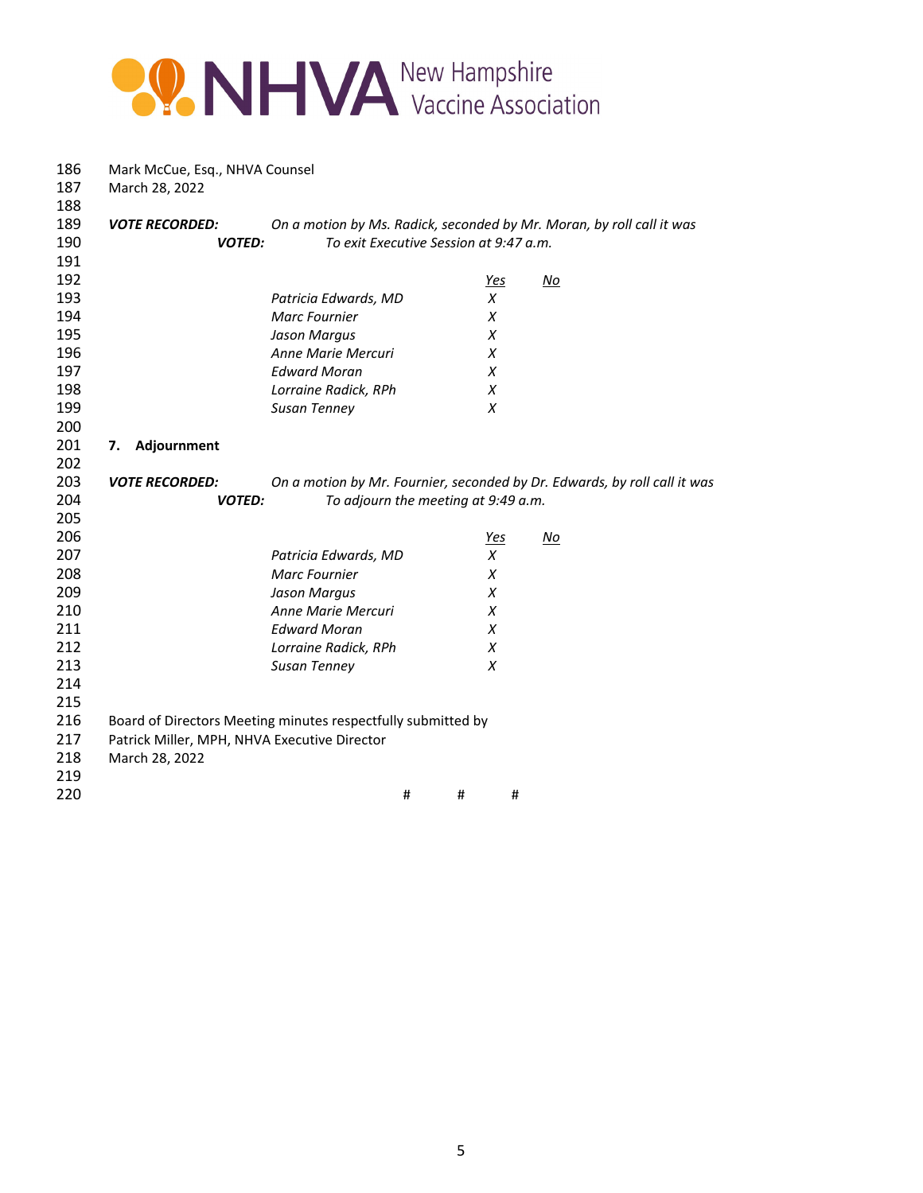Mark McCue, Esq., NHVA Counsel
March 28, 2022

***VOTE RECORDED:*** *On a motion by Ms. Radick, seconded by Mr. Moran, by roll call it was*
***VOTED:*** *To exit Executive Session at 9:47 a.m.*

| | Yes | No |
|---|---|---|
| *Patricia Edwards, MD* | X | |
| *Marc Fournier* | X | |
| *Jason Margus* | X | |
| *Anne Marie Mercuri* | X | |
| *Edward Moran* | X | |
| *Lorraine Radick, RPh* | X | |
| *Susan Tenney* | X | |

## 7. Adjournment

***VOTE RECORDED:*** *On a motion by Mr. Fournier, seconded by Dr. Edwards, by roll call it was*
***VOTED:*** *To adjourn the meeting at 9:49 a.m.*

| | Yes | No |
|---|---|---|
| *Patricia Edwards, MD* | X | |
| *Marc Fournier* | X | |
| *Jason Margus* | X | |
| *Anne Marie Mercuri* | X | |
| *Edward Moran* | X | |
| *Lorraine Radick, RPh* | X | |
| *Susan Tenney* | X | |

Board of Directors Meeting minutes respectfully submitted by
Patrick Miller, MPH, NHVA Executive Director
March 28, 2022

# # #